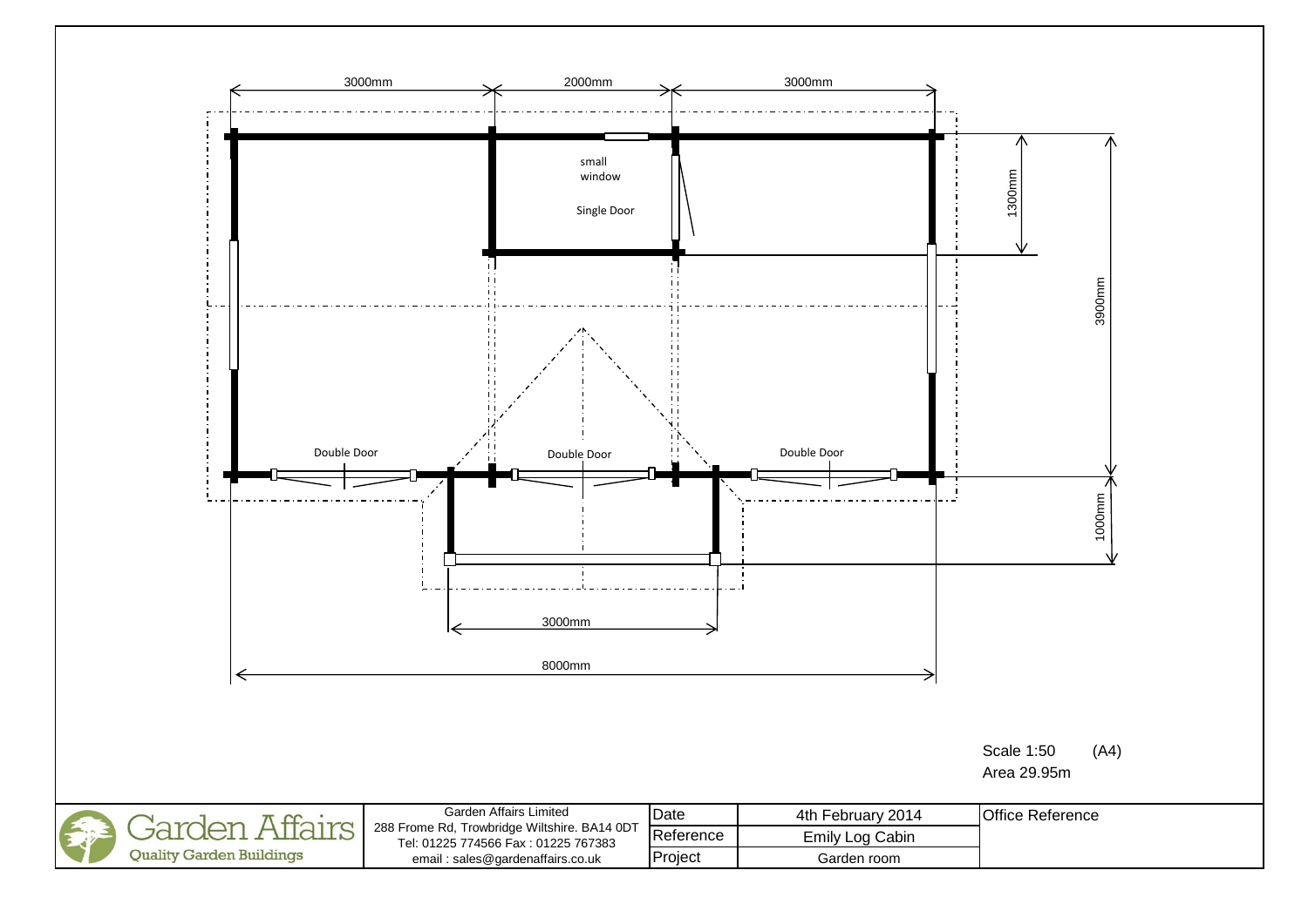3000mm

2000mm

3000mm

small window

Single Door

1300mm

3900mm

Double Door

Double Door

Double Door

1000mm

3000mm

8000mm

Scale 1:50 (A4)

Area 29.95m

Garden Affairs
Quality Garden Buildings

Garden Affairs Limited
288 Frome Rd, Trowbridge Wiltshire. BA14 0DT
Tel: 01225 774566 Fax : 01225 767383
email : sales@gardenaffairs.co.uk

| Date | 4th February 2014 | Office Reference |
| --- | --- | --- |
| Reference | Emily Log Cabin | |
| Project | Garden room | |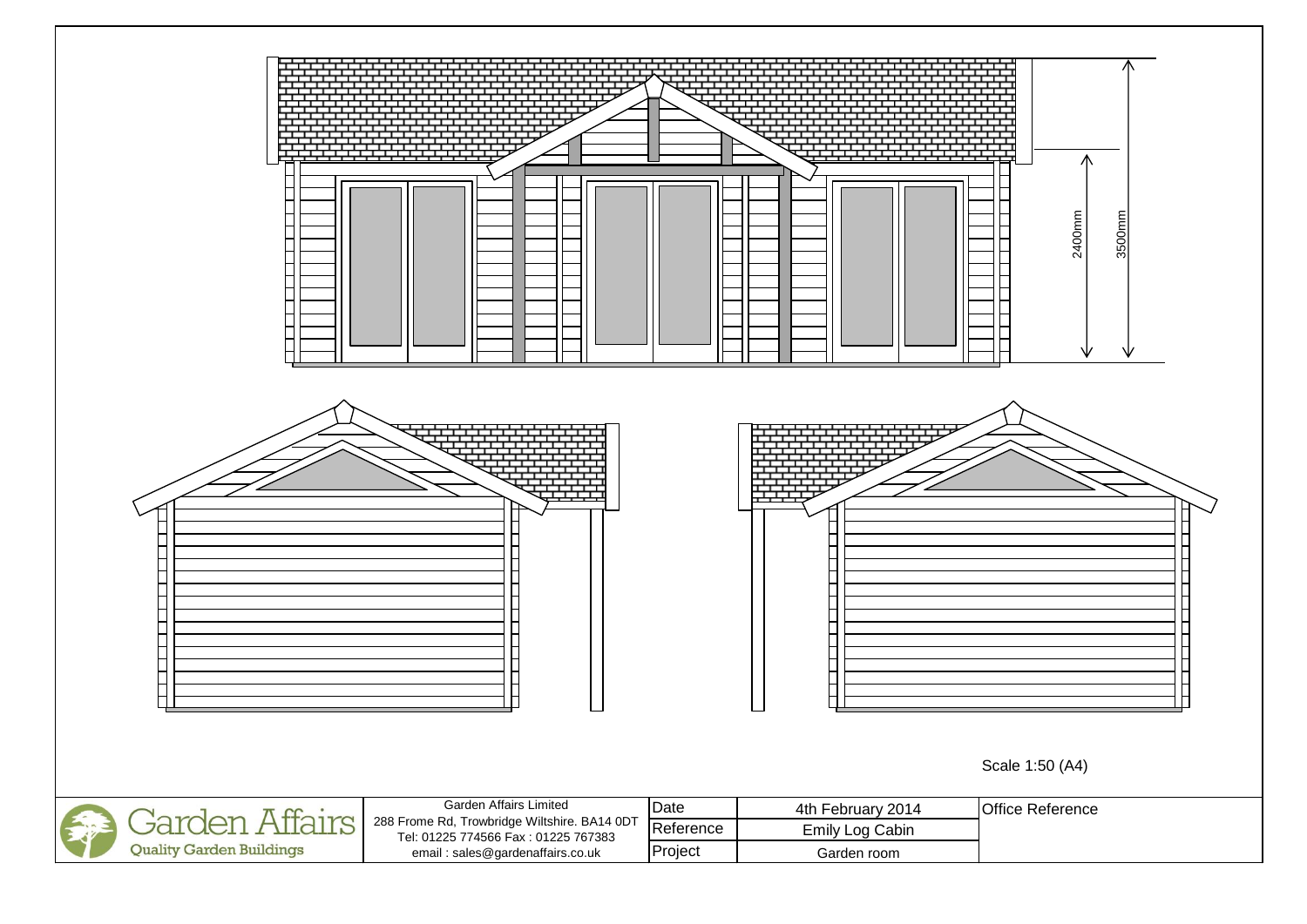2400mm

3500mm

Scale 1:50 (A4)

| Garden Affairs Quality Garden Buildings | Garden Affairs Limited 288 Frome Rd, Trowbridge Wiltshire. BA14 0DT Tel: 01225 774566 Fax : 01225 767383 email : sales@gardenaffairs.co.uk | Date | 4th February 2014 | Office Reference |
|---|---|---|---|---|
| | | Reference | Emily Log Cabin | |
| | | Project | Garden room | |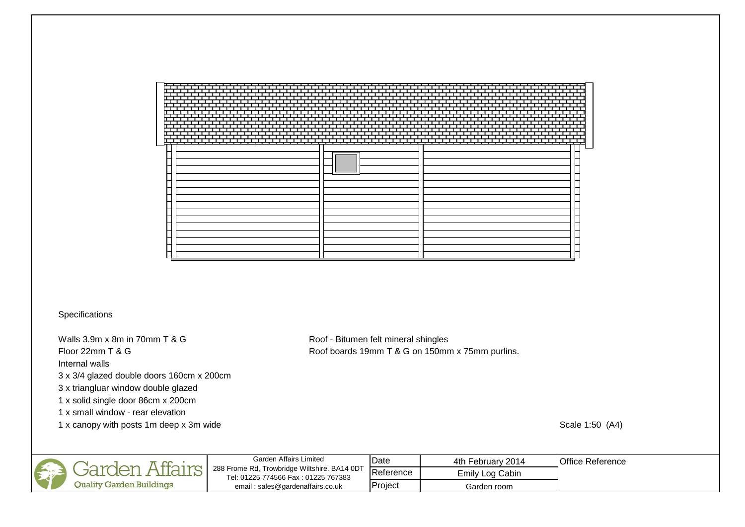Specifications

Walls 3.9m x 8m in 70mm T & G

Floor 22mm T & G

Internal walls

3 x 3/4 glazed double doors 160cm x 200cm

3 x triangluar window double glazed

1 x solid single door 86cm x 200cm

1 x small window - rear elevation

1 x canopy with posts 1m deep x 3m wide

Roof - Bitumen felt mineral shingles

Roof boards 19mm T & G on 150mm x 75mm purlins.

Scale 1:50 (A4)

| | | | | |
|---|---|---|---|---|
| Garden Affairs Quality Garden Buildings | Garden Affairs Limited 288 Frome Rd, Trowbridge Wiltshire. BA14 0DT Tel: 01225 774566 Fax : 01225 767383 email : sales@gardenaffairs.co.uk | Date | 4th February 2014 | Office Reference |
| | | Reference | Emily Log Cabin | |
| | | Project | Garden room | |